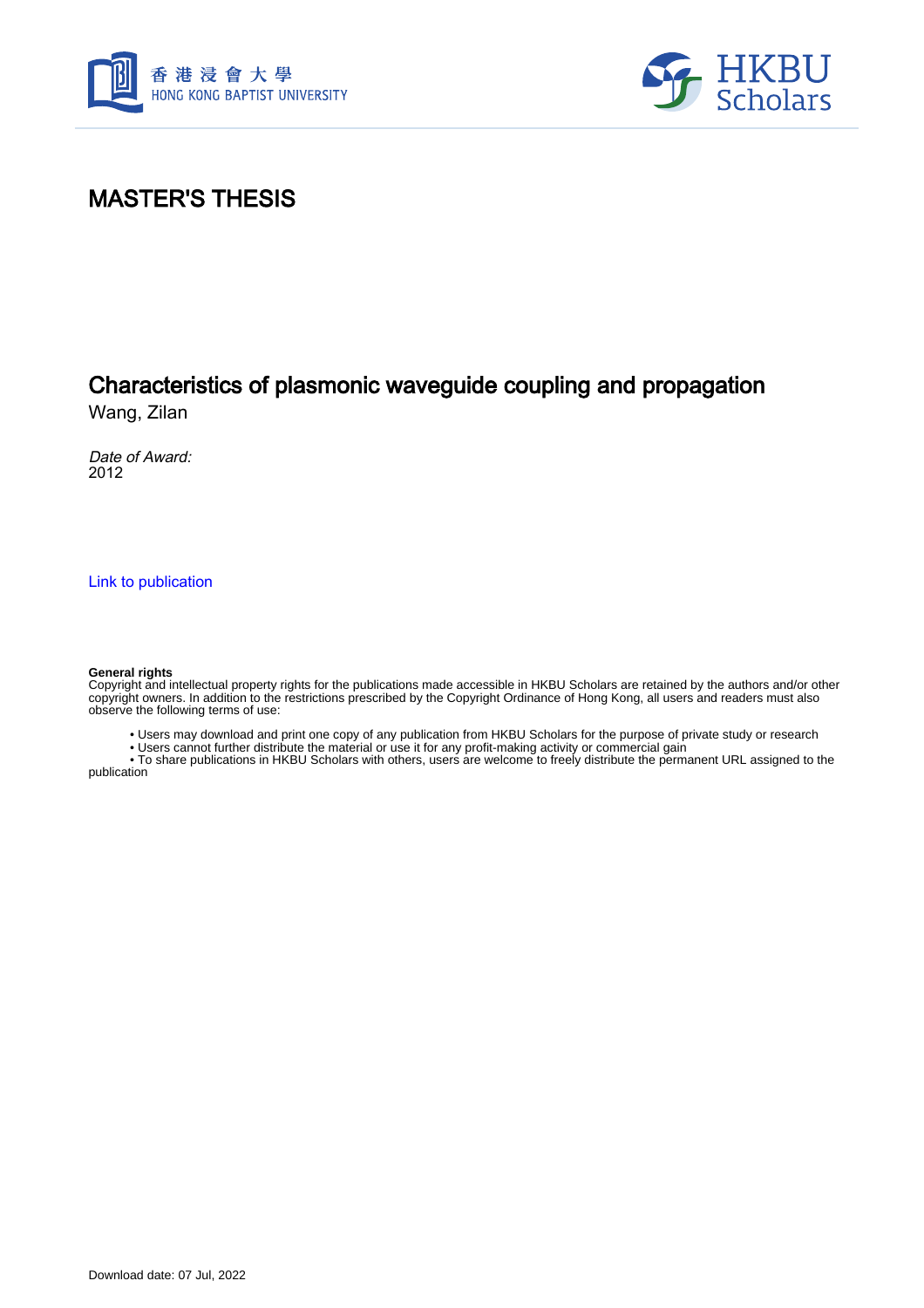香港浸會大學
HONG KONG BAPTIST UNIVERSITY

HKBU Scholars

# MASTER'S THESIS

## Characteristics of plasmonic waveguide coupling and propagation

Wang, Zilan

*Date of Award:*
2012

Link to publication

**General rights**
Copyright and intellectual property rights for the publications made accessible in HKBU Scholars are retained by the authors and/or other copyright owners. In addition to the restrictions prescribed by the Copyright Ordinance of Hong Kong, all users and readers must also observe the following terms of use:

- Users may download and print one copy of any publication from HKBU Scholars for the purpose of private study or research
- Users cannot further distribute the material or use it for any profit-making activity or commercial gain
- To share publications in HKBU Scholars with others, users are welcome to freely distribute the permanent URL assigned to the publication

Download date: 07 Jul, 2022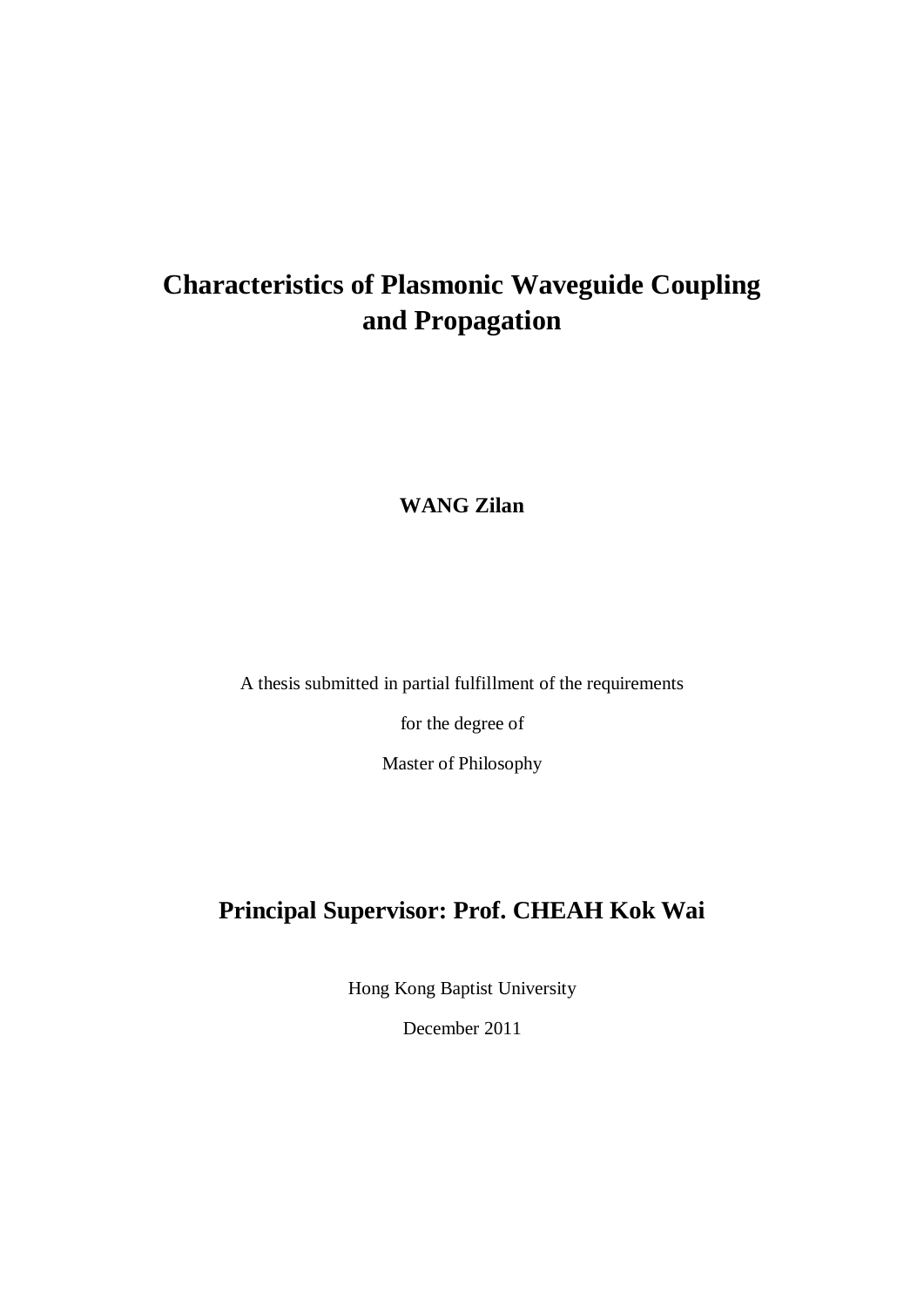# Characteristics of Plasmonic Waveguide Coupling and Propagation

**WANG Zilan**

A thesis submitted in partial fulfillment of the requirements

for the degree of

Master of Philosophy

## Principal Supervisor: Prof. CHEAH Kok Wai

Hong Kong Baptist University

December 2011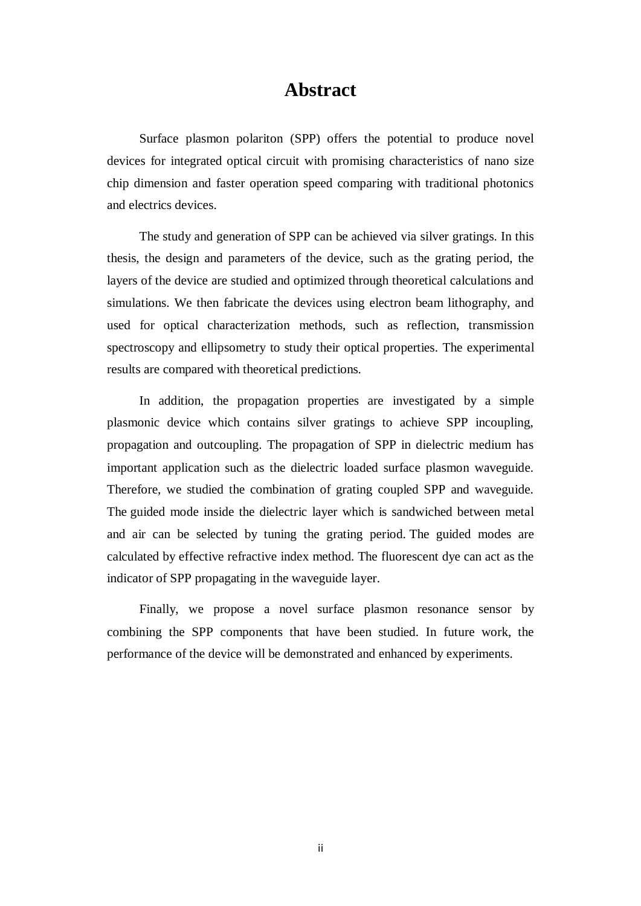# Abstract

Surface plasmon polariton (SPP) offers the potential to produce novel devices for integrated optical circuit with promising characteristics of nano size chip dimension and faster operation speed comparing with traditional photonics and electrics devices.

The study and generation of SPP can be achieved via silver gratings. In this thesis, the design and parameters of the device, such as the grating period, the layers of the device are studied and optimized through theoretical calculations and simulations. We then fabricate the devices using electron beam lithography, and used for optical characterization methods, such as reflection, transmission spectroscopy and ellipsometry to study their optical properties. The experimental results are compared with theoretical predictions.

In addition, the propagation properties are investigated by a simple plasmonic device which contains silver gratings to achieve SPP incoupling, propagation and outcoupling. The propagation of SPP in dielectric medium has important application such as the dielectric loaded surface plasmon waveguide. Therefore, we studied the combination of grating coupled SPP and waveguide. The guided mode inside the dielectric layer which is sandwiched between metal and air can be selected by tuning the grating period. The guided modes are calculated by effective refractive index method. The fluorescent dye can act as the indicator of SPP propagating in the waveguide layer.

Finally, we propose a novel surface plasmon resonance sensor by combining the SPP components that have been studied. In future work, the performance of the device will be demonstrated and enhanced by experiments.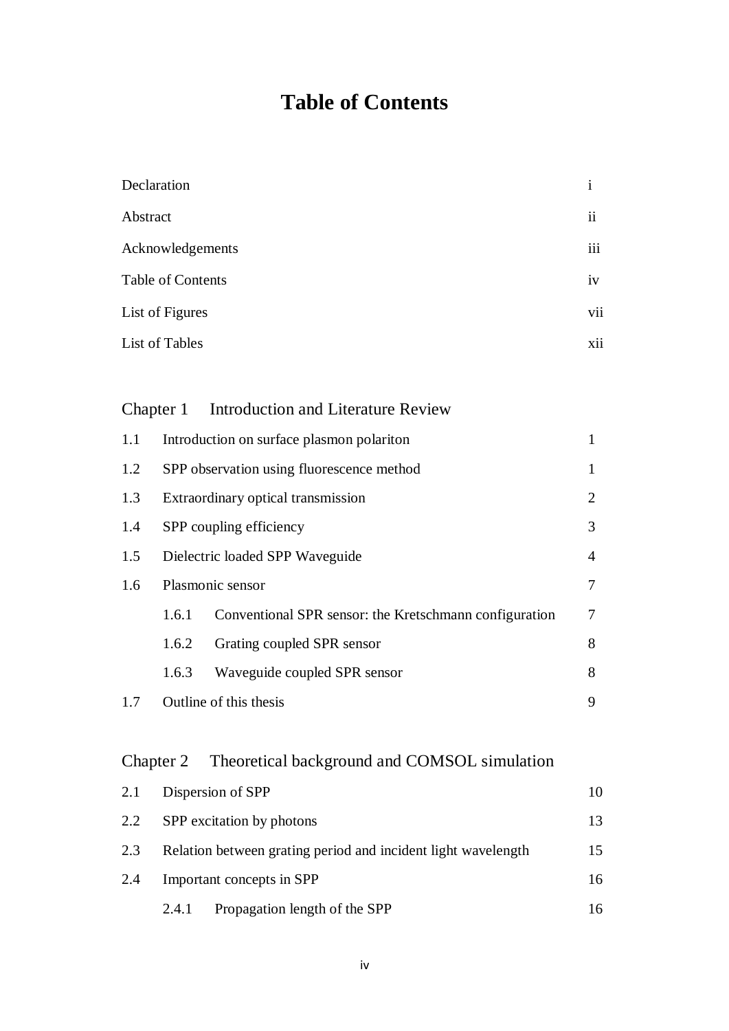# Table of Contents

| | |
|---|---|
| Declaration | i |
| Abstract | ii |
| Acknowledgements | iii |
| Table of Contents | iv |
| List of Figures | vii |
| List of Tables | xii |

## Chapter 1 Introduction and Literature Review

| | | |
|---|---|---|
| 1.1 | Introduction on surface plasmon polariton | 1 |
| 1.2 | SPP observation using fluorescence method | 1 |
| 1.3 | Extraordinary optical transmission | 2 |
| 1.4 | SPP coupling efficiency | 3 |
| 1.5 | Dielectric loaded SPP Waveguide | 4 |
| 1.6 | Plasmonic sensor | 7 |
| | 1.6.1 Conventional SPR sensor: the Kretschmann configuration | 7 |
| | 1.6.2 Grating coupled SPR sensor | 8 |
| | 1.6.3 Waveguide coupled SPR sensor | 8 |
| 1.7 | Outline of this thesis | 9 |

## Chapter 2 Theoretical background and COMSOL simulation

| | | |
|---|---|---|
| 2.1 | Dispersion of SPP | 10 |
| 2.2 | SPP excitation by photons | 13 |
| 2.3 | Relation between grating period and incident light wavelength | 15 |
| 2.4 | Important concepts in SPP | 16 |
| | 2.4.1 Propagation length of the SPP | 16 |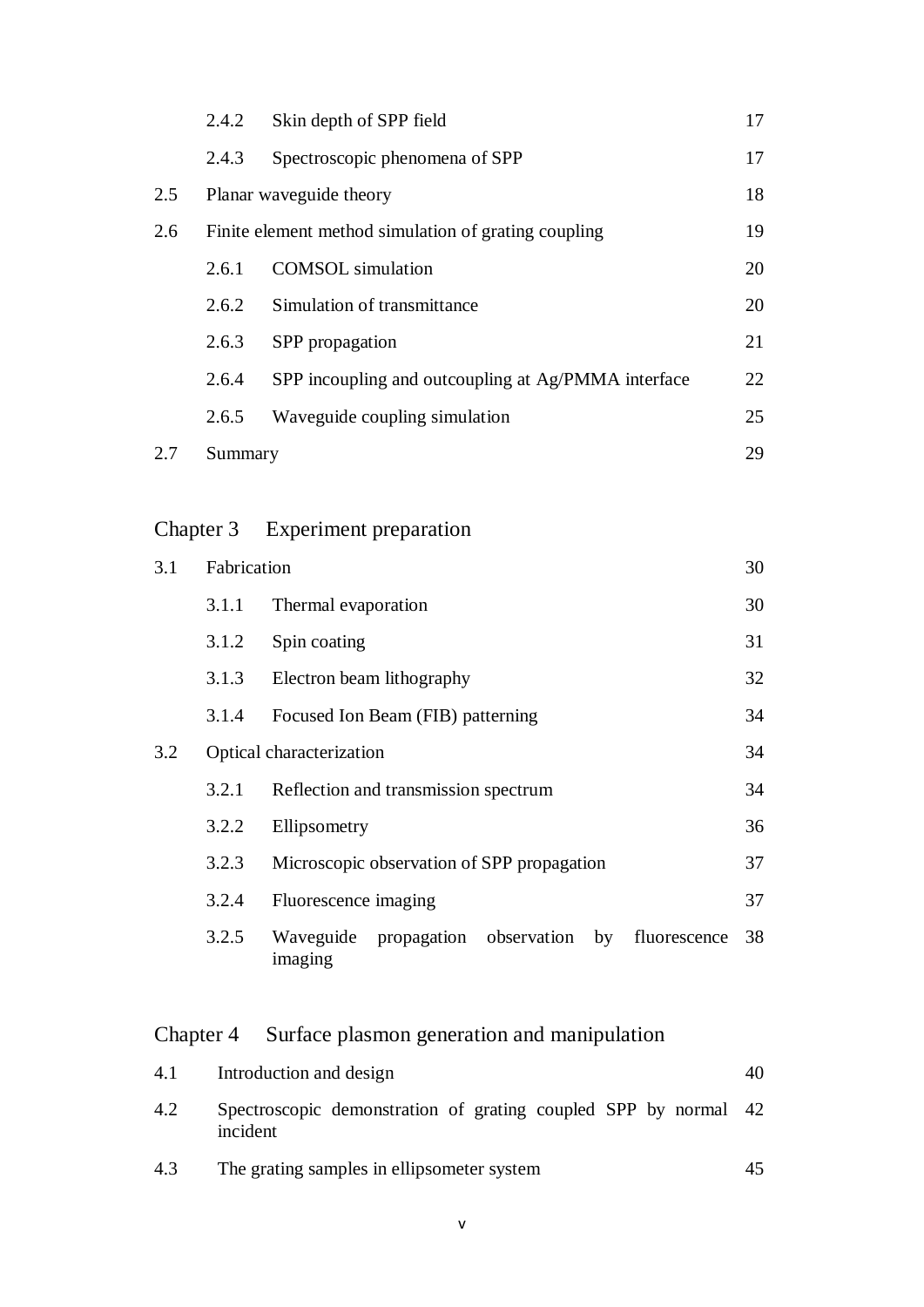| | | |
|---|---|---|
| 2.4.2 | Skin depth of SPP field | 17 |
| 2.4.3 | Spectroscopic phenomena of SPP | 17 |
| 2.5 | Planar waveguide theory | 18 |
| 2.6 | Finite element method simulation of grating coupling | 19 |
| 2.6.1 | COMSOL simulation | 20 |
| 2.6.2 | Simulation of transmittance | 20 |
| 2.6.3 | SPP propagation | 21 |
| 2.6.4 | SPP incoupling and outcoupling at Ag/PMMA interface | 22 |
| 2.6.5 | Waveguide coupling simulation | 25 |
| 2.7 | Summary | 29 |

## Chapter 3 Experiment preparation

| | | |
|---|---|---|
| 3.1 | Fabrication | 30 |
| 3.1.1 | Thermal evaporation | 30 |
| 3.1.2 | Spin coating | 31 |
| 3.1.3 | Electron beam lithography | 32 |
| 3.1.4 | Focused Ion Beam (FIB) patterning | 34 |
| 3.2 | Optical characterization | 34 |
| 3.2.1 | Reflection and transmission spectrum | 34 |
| 3.2.2 | Ellipsometry | 36 |
| 3.2.3 | Microscopic observation of SPP propagation | 37 |
| 3.2.4 | Fluorescence imaging | 37 |
| 3.2.5 | Waveguide propagation observation by fluorescence imaging | 38 |

## Chapter 4 Surface plasmon generation and manipulation

| | | |
|---|---|---|
| 4.1 | Introduction and design | 40 |
| 4.2 | Spectroscopic demonstration of grating coupled SPP by normal incident | 42 |
| 4.3 | The grating samples in ellipsometer system | 45 |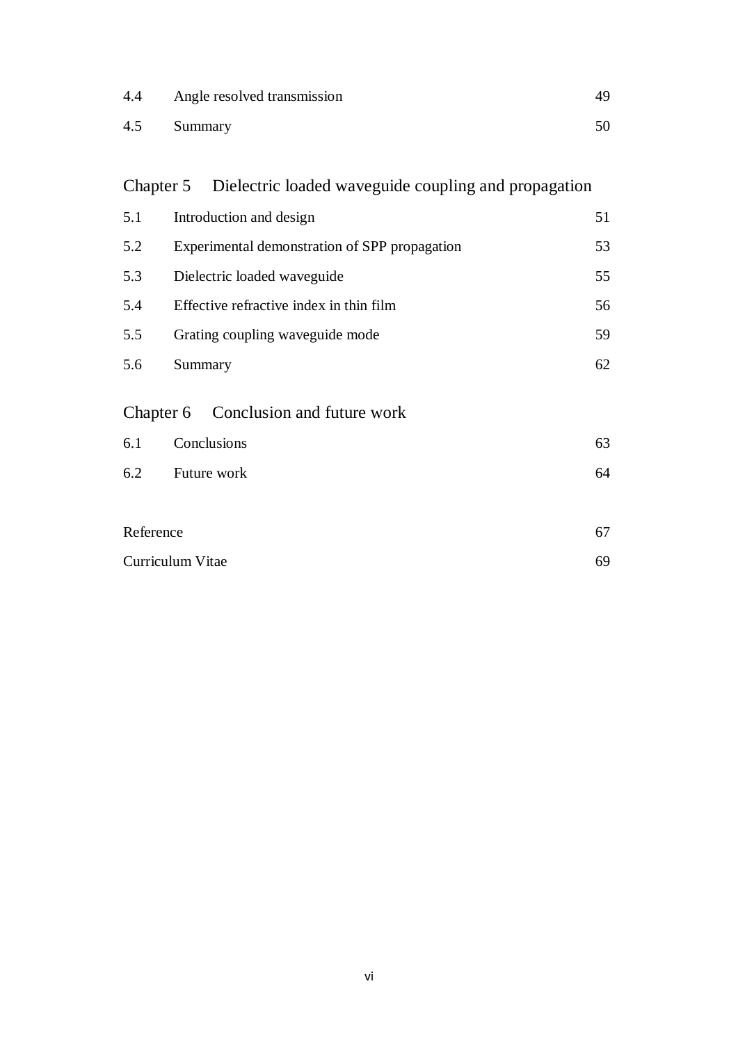| | | |
|---|---|---|
| 4.4 | Angle resolved transmission | 49 |
| 4.5 | Summary | 50 |

## Chapter 5 Dielectric loaded waveguide coupling and propagation

| | | |
|---|---|---|
| 5.1 | Introduction and design | 51 |
| 5.2 | Experimental demonstration of SPP propagation | 53 |
| 5.3 | Dielectric loaded waveguide | 55 |
| 5.4 | Effective refractive index in thin film | 56 |
| 5.5 | Grating coupling waveguide mode | 59 |
| 5.6 | Summary | 62 |

## Chapter 6 Conclusion and future work

| | | |
|---|---|---|
| 6.1 | Conclusions | 63 |
| 6.2 | Future work | 64 |

| | |
|---|---|
| Reference | 67 |
| Curriculum Vitae | 69 |